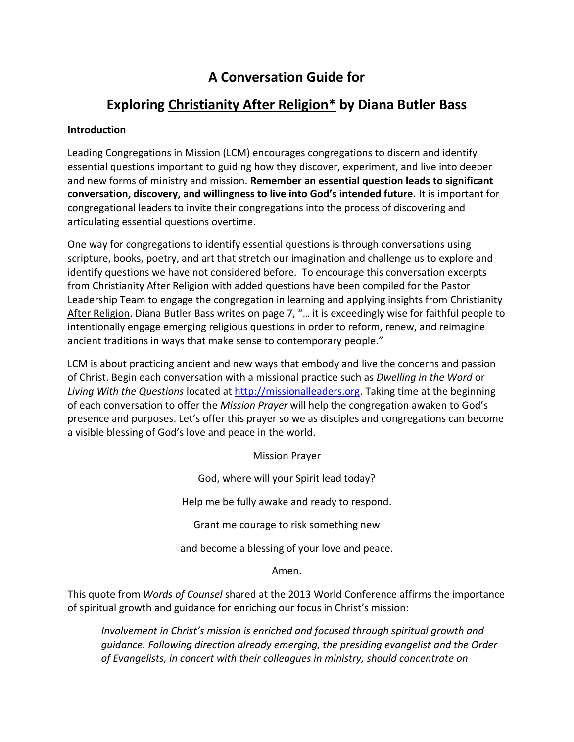# A Conversation Guide for

# Exploring Christianity After Religion* by Diana Butler Bass

**Introduction**

Leading Congregations in Mission (LCM) encourages congregations to discern and identify essential questions important to guiding how they discover, experiment, and live into deeper and new forms of ministry and mission. **Remember an essential question leads to significant conversation, discovery, and willingness to live into God's intended future.** It is important for congregational leaders to invite their congregations into the process of discovering and articulating essential questions overtime.

One way for congregations to identify essential questions is through conversations using scripture, books, poetry, and art that stretch our imagination and challenge us to explore and identify questions we have not considered before. To encourage this conversation excerpts from Christianity After Religion with added questions have been compiled for the Pastor Leadership Team to engage the congregation in learning and applying insights from Christianity After Religion. Diana Butler Bass writes on page 7, "… it is exceedingly wise for faithful people to intentionally engage emerging religious questions in order to reform, renew, and reimagine ancient traditions in ways that make sense to contemporary people."

LCM is about practicing ancient and new ways that embody and live the concerns and passion of Christ. Begin each conversation with a missional practice such as *Dwelling in the Word* or *Living With the Questions* located at http://missionalleaders.org. Taking time at the beginning of each conversation to offer the *Mission Prayer* will help the congregation awaken to God's presence and purposes. Let's offer this prayer so we as disciples and congregations can become a visible blessing of God's love and peace in the world.

Mission Prayer

God, where will your Spirit lead today?

Help me be fully awake and ready to respond.

Grant me courage to risk something new

and become a blessing of your love and peace.

Amen.

This quote from *Words of Counsel* shared at the 2013 World Conference affirms the importance of spiritual growth and guidance for enriching our focus in Christ's mission:

> *Involvement in Christ's mission is enriched and focused through spiritual growth and guidance. Following direction already emerging, the presiding evangelist and the Order of Evangelists, in concert with their colleagues in ministry, should concentrate on*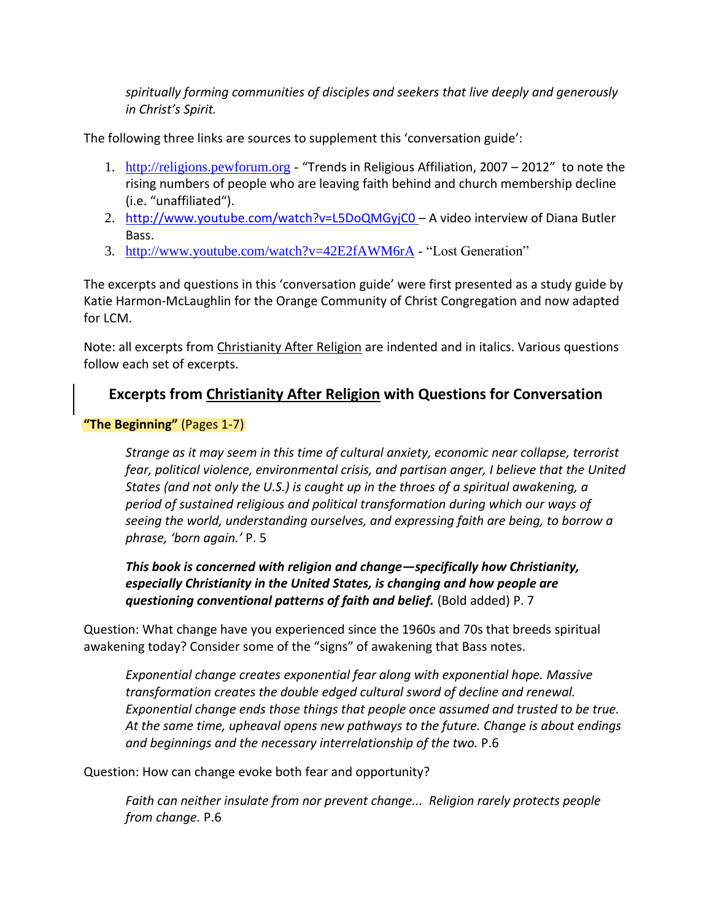*spiritually forming communities of disciples and seekers that live deeply and generously in Christ's Spirit.*

The following three links are sources to supplement this 'conversation guide':

1. http://religions.pewforum.org - "Trends in Religious Affiliation, 2007 – 2012" to note the rising numbers of people who are leaving faith behind and church membership decline (i.e. "unaffiliated").
2. http://www.youtube.com/watch?v=L5DoQMGyjC0 – A video interview of Diana Butler Bass.
3. http://www.youtube.com/watch?v=42E2fAWM6rA - "Lost Generation"

The excerpts and questions in this 'conversation guide' were first presented as a study guide by Katie Harmon-McLaughlin for the Orange Community of Christ Congregation and now adapted for LCM.

Note: all excerpts from Christianity After Religion are indented and in italics. Various questions follow each set of excerpts.

## Excerpts from Christianity After Religion with Questions for Conversation

**"The Beginning"** (Pages 1-7)

> *Strange as it may seem in this time of cultural anxiety, economic near collapse, terrorist fear, political violence, environmental crisis, and partisan anger, I believe that the United States (and not only the U.S.) is caught up in the throes of a spiritual awakening, a period of sustained religious and political transformation during which our ways of seeing the world, understanding ourselves, and expressing faith are being, to borrow a phrase, 'born again.'* P. 5

> ***This book is concerned with religion and change—specifically how Christianity, especially Christianity in the United States, is changing and how people are questioning conventional patterns of faith and belief.*** (Bold added) P. 7

Question: What change have you experienced since the 1960s and 70s that breeds spiritual awakening today? Consider some of the "signs" of awakening that Bass notes.

> *Exponential change creates exponential fear along with exponential hope. Massive transformation creates the double edged cultural sword of decline and renewal. Exponential change ends those things that people once assumed and trusted to be true. At the same time, upheaval opens new pathways to the future. Change is about endings and beginnings and the necessary interrelationship of the two.* P.6

Question: How can change evoke both fear and opportunity?

> *Faith can neither insulate from nor prevent change... Religion rarely protects people from change.* P.6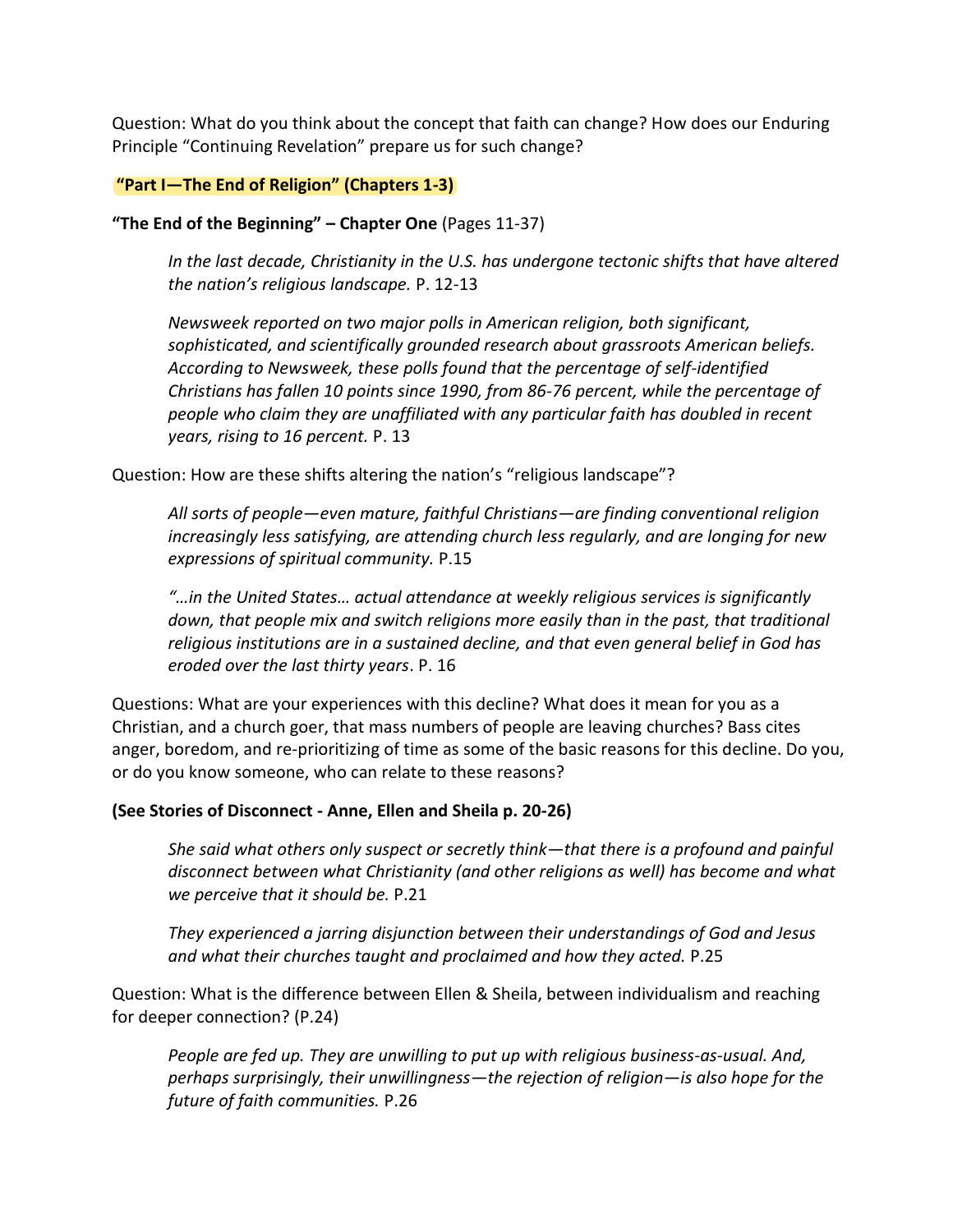Question: What do you think about the concept that faith can change? How does our Enduring Principle "Continuing Revelation" prepare us for such change?

**"Part I—The End of Religion" (Chapters 1-3)**

**"The End of the Beginning" – Chapter One** (Pages 11-37)

> *In the last decade, Christianity in the U.S. has undergone tectonic shifts that have altered the nation's religious landscape.* P. 12-13

> *Newsweek reported on two major polls in American religion, both significant, sophisticated, and scientifically grounded research about grassroots American beliefs. According to Newsweek, these polls found that the percentage of self-identified Christians has fallen 10 points since 1990, from 86-76 percent, while the percentage of people who claim they are unaffiliated with any particular faith has doubled in recent years, rising to 16 percent.* P. 13

Question: How are these shifts altering the nation's "religious landscape"?

> *All sorts of people—even mature, faithful Christians—are finding conventional religion increasingly less satisfying, are attending church less regularly, and are longing for new expressions of spiritual community.* P.15

> *"…in the United States… actual attendance at weekly religious services is significantly down, that people mix and switch religions more easily than in the past, that traditional religious institutions are in a sustained decline, and that even general belief in God has eroded over the last thirty years*. P. 16

Questions: What are your experiences with this decline? What does it mean for you as a Christian, and a church goer, that mass numbers of people are leaving churches? Bass cites anger, boredom, and re-prioritizing of time as some of the basic reasons for this decline. Do you, or do you know someone, who can relate to these reasons?

**(See Stories of Disconnect - Anne, Ellen and Sheila p. 20-26)**

> *She said what others only suspect or secretly think—that there is a profound and painful disconnect between what Christianity (and other religions as well) has become and what we perceive that it should be.* P.21

> *They experienced a jarring disjunction between their understandings of God and Jesus and what their churches taught and proclaimed and how they acted.* P.25

Question: What is the difference between Ellen & Sheila, between individualism and reaching for deeper connection? (P.24)

> *People are fed up. They are unwilling to put up with religious business-as-usual. And, perhaps surprisingly, their unwillingness—the rejection of religion—is also hope for the future of faith communities.* P.26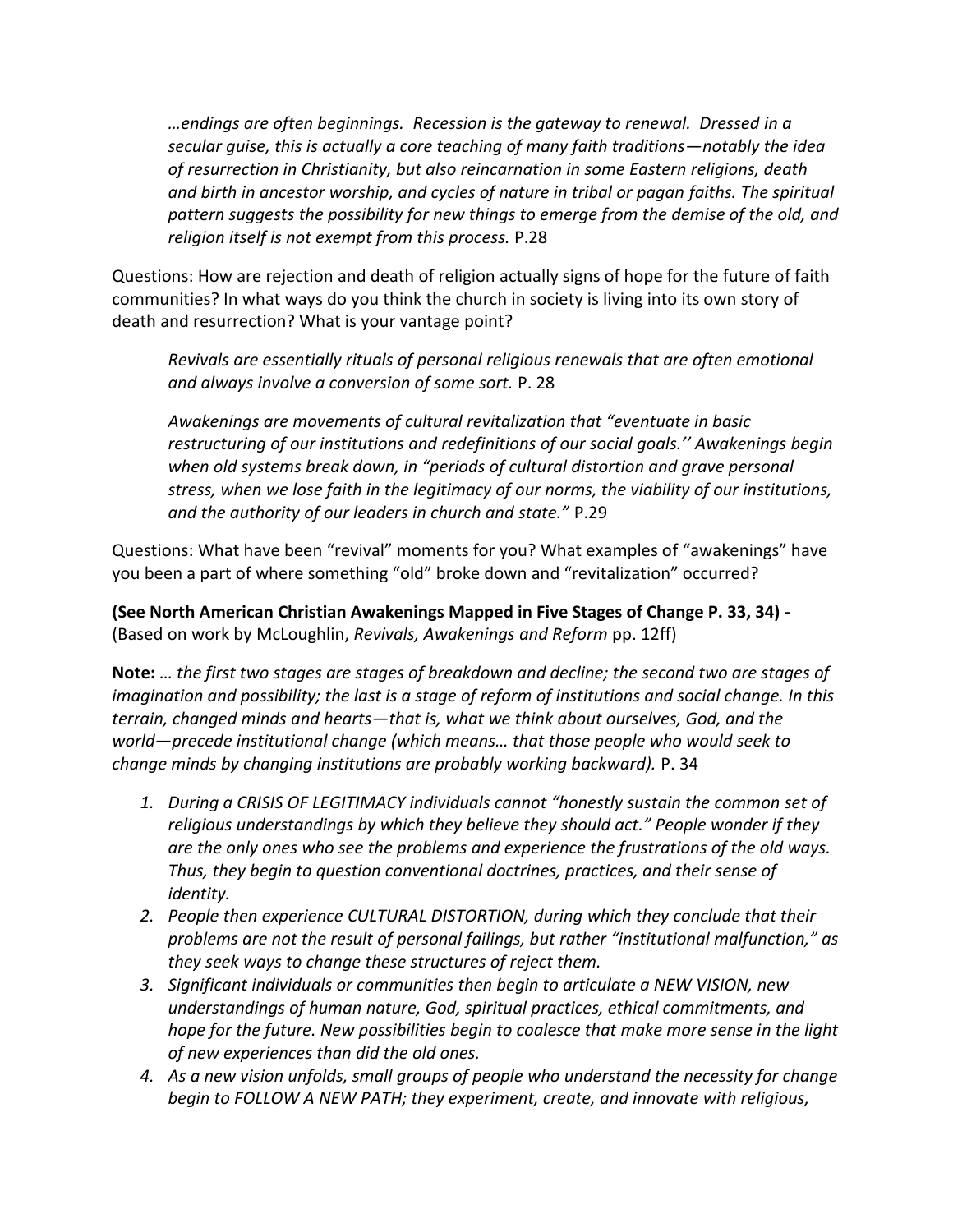*…endings are often beginnings. Recession is the gateway to renewal. Dressed in a secular guise, this is actually a core teaching of many faith traditions—notably the idea of resurrection in Christianity, but also reincarnation in some Eastern religions, death and birth in ancestor worship, and cycles of nature in tribal or pagan faiths. The spiritual pattern suggests the possibility for new things to emerge from the demise of the old, and religion itself is not exempt from this process.* P.28

Questions: How are rejection and death of religion actually signs of hope for the future of faith communities? In what ways do you think the church in society is living into its own story of death and resurrection? What is your vantage point?

*Revivals are essentially rituals of personal religious renewals that are often emotional and always involve a conversion of some sort.* P. 28

*Awakenings are movements of cultural revitalization that "eventuate in basic restructuring of our institutions and redefinitions of our social goals.'' Awakenings begin when old systems break down, in "periods of cultural distortion and grave personal stress, when we lose faith in the legitimacy of our norms, the viability of our institutions, and the authority of our leaders in church and state."* P.29

Questions: What have been "revival" moments for you? What examples of "awakenings" have you been a part of where something "old" broke down and "revitalization" occurred?

**(See North American Christian Awakenings Mapped in Five Stages of Change P. 33, 34) -** (Based on work by McLoughlin, *Revivals, Awakenings and Reform* pp. 12ff)

**Note:** *… the first two stages are stages of breakdown and decline; the second two are stages of imagination and possibility; the last is a stage of reform of institutions and social change. In this terrain, changed minds and hearts—that is, what we think about ourselves, God, and the world—precede institutional change (which means… that those people who would seek to change minds by changing institutions are probably working backward).* P. 34

1. *During a CRISIS OF LEGITIMACY individuals cannot "honestly sustain the common set of religious understandings by which they believe they should act." People wonder if they are the only ones who see the problems and experience the frustrations of the old ways. Thus, they begin to question conventional doctrines, practices, and their sense of identity.*
2. *People then experience CULTURAL DISTORTION, during which they conclude that their problems are not the result of personal failings, but rather "institutional malfunction," as they seek ways to change these structures of reject them.*
3. *Significant individuals or communities then begin to articulate a NEW VISION, new understandings of human nature, God, spiritual practices, ethical commitments, and hope for the future. New possibilities begin to coalesce that make more sense in the light of new experiences than did the old ones.*
4. *As a new vision unfolds, small groups of people who understand the necessity for change begin to FOLLOW A NEW PATH; they experiment, create, and innovate with religious,*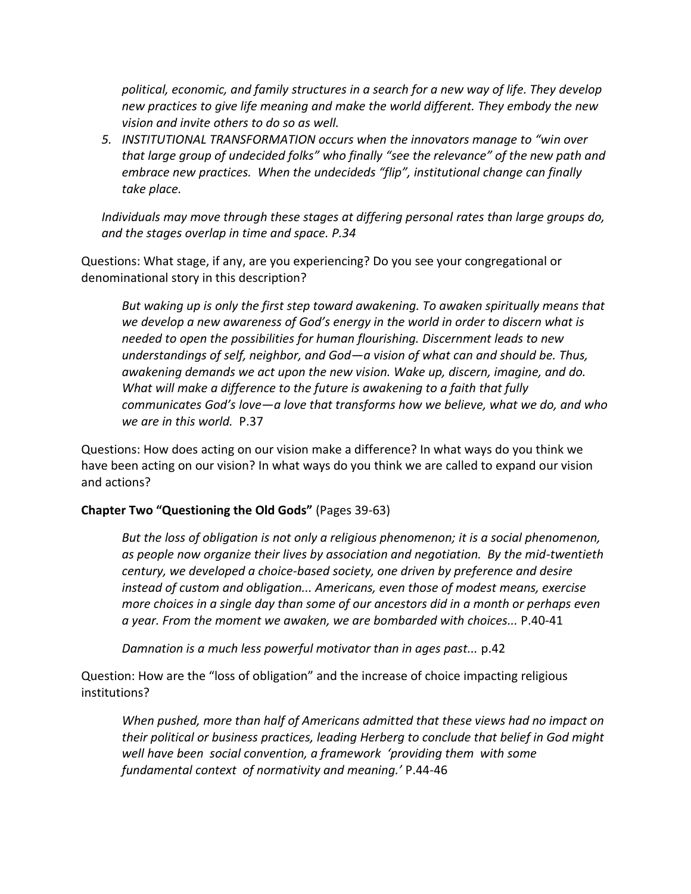*political, economic, and family structures in a search for a new way of life. They develop new practices to give life meaning and make the world different. They embody the new vision and invite others to do so as well.*

5. *INSTITUTIONAL TRANSFORMATION occurs when the innovators manage to "win over that large group of undecided folks" who finally "see the relevance" of the new path and embrace new practices. When the undecideds "flip", institutional change can finally take place.*

*Individuals may move through these stages at differing personal rates than large groups do, and the stages overlap in time and space. P.34*

Questions: What stage, if any, are you experiencing? Do you see your congregational or denominational story in this description?

*But waking up is only the first step toward awakening. To awaken spiritually means that we develop a new awareness of God's energy in the world in order to discern what is needed to open the possibilities for human flourishing. Discernment leads to new understandings of self, neighbor, and God—a vision of what can and should be. Thus, awakening demands we act upon the new vision. Wake up, discern, imagine, and do. What will make a difference to the future is awakening to a faith that fully communicates God's love—a love that transforms how we believe, what we do, and who we are in this world.* P.37

Questions: How does acting on our vision make a difference? In what ways do you think we have been acting on our vision? In what ways do you think we are called to expand our vision and actions?

**Chapter Two "Questioning the Old Gods"** (Pages 39-63)

*But the loss of obligation is not only a religious phenomenon; it is a social phenomenon, as people now organize their lives by association and negotiation. By the mid-twentieth century, we developed a choice-based society, one driven by preference and desire instead of custom and obligation... Americans, even those of modest means, exercise more choices in a single day than some of our ancestors did in a month or perhaps even a year. From the moment we awaken, we are bombarded with choices...* P.40-41

*Damnation is a much less powerful motivator than in ages past...* p.42

Question: How are the "loss of obligation" and the increase of choice impacting religious institutions?

*When pushed, more than half of Americans admitted that these views had no impact on their political or business practices, leading Herberg to conclude that belief in God might well have been social convention, a framework 'providing them with some fundamental context of normativity and meaning.'* P.44-46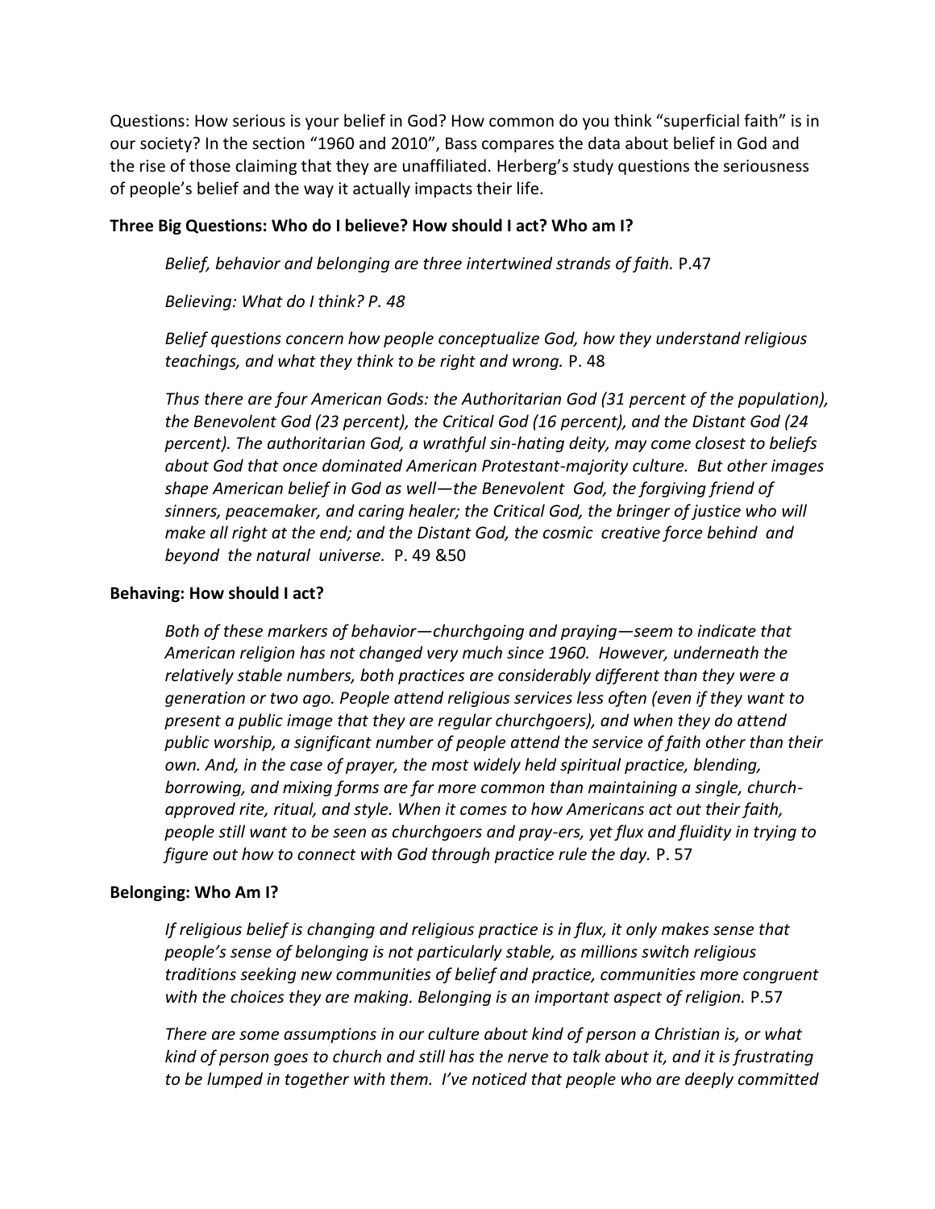Questions: How serious is your belief in God? How common do you think "superficial faith" is in our society? In the section "1960 and 2010", Bass compares the data about belief in God and the rise of those claiming that they are unaffiliated. Herberg's study questions the seriousness of people's belief and the way it actually impacts their life.

**Three Big Questions: Who do I believe? How should I act? Who am I?**

> *Belief, behavior and belonging are three intertwined strands of faith.* P.47
>
> *Believing: What do I think? P. 48*
>
> *Belief questions concern how people conceptualize God, how they understand religious teachings, and what they think to be right and wrong.* P. 48
>
> *Thus there are four American Gods: the Authoritarian God (31 percent of the population), the Benevolent God (23 percent), the Critical God (16 percent), and the Distant God (24 percent). The authoritarian God, a wrathful sin-hating deity, may come closest to beliefs about God that once dominated American Protestant-majority culture. But other images shape American belief in God as well—the Benevolent God, the forgiving friend of sinners, peacemaker, and caring healer; the Critical God, the bringer of justice who will make all right at the end; and the Distant God, the cosmic creative force behind and beyond the natural universe.* P. 49 &50

**Behaving: How should I act?**

> *Both of these markers of behavior—churchgoing and praying—seem to indicate that American religion has not changed very much since 1960. However, underneath the relatively stable numbers, both practices are considerably different than they were a generation or two ago. People attend religious services less often (even if they want to present a public image that they are regular churchgoers), and when they do attend public worship, a significant number of people attend the service of faith other than their own. And, in the case of prayer, the most widely held spiritual practice, blending, borrowing, and mixing forms are far more common than maintaining a single, church-approved rite, ritual, and style. When it comes to how Americans act out their faith, people still want to be seen as churchgoers and pray-ers, yet flux and fluidity in trying to figure out how to connect with God through practice rule the day.* P. 57

**Belonging: Who Am I?**

> *If religious belief is changing and religious practice is in flux, it only makes sense that people's sense of belonging is not particularly stable, as millions switch religious traditions seeking new communities of belief and practice, communities more congruent with the choices they are making. Belonging is an important aspect of religion.* P.57
>
> *There are some assumptions in our culture about kind of person a Christian is, or what kind of person goes to church and still has the nerve to talk about it, and it is frustrating to be lumped in together with them. I've noticed that people who are deeply committed*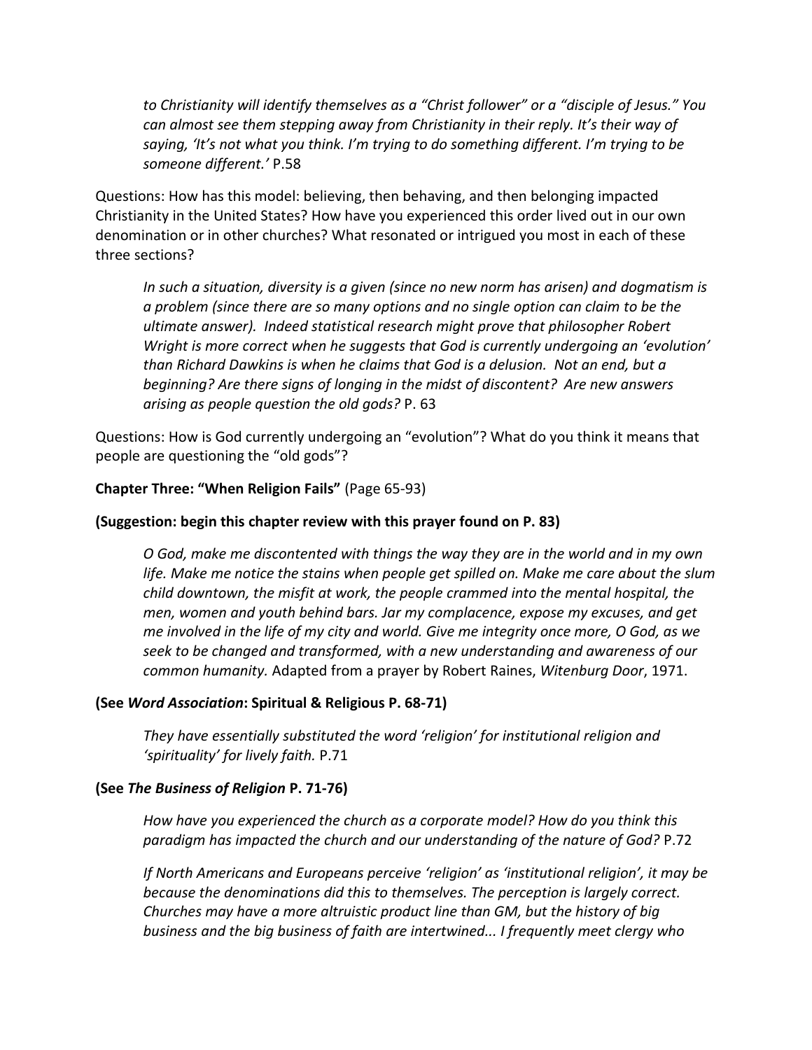> *to Christianity will identify themselves as a "Christ follower" or a "disciple of Jesus." You can almost see them stepping away from Christianity in their reply. It's their way of saying, 'It's not what you think. I'm trying to do something different. I'm trying to be someone different.'* P.58

Questions: How has this model: believing, then behaving, and then belonging impacted Christianity in the United States? How have you experienced this order lived out in our own denomination or in other churches? What resonated or intrigued you most in each of these three sections?

> *In such a situation, diversity is a given (since no new norm has arisen) and dogmatism is a problem (since there are so many options and no single option can claim to be the ultimate answer). Indeed statistical research might prove that philosopher Robert Wright is more correct when he suggests that God is currently undergoing an 'evolution' than Richard Dawkins is when he claims that God is a delusion. Not an end, but a beginning? Are there signs of longing in the midst of discontent? Are new answers arising as people question the old gods?* P. 63

Questions: How is God currently undergoing an "evolution"? What do you think it means that people are questioning the "old gods"?

**Chapter Three: "When Religion Fails"** (Page 65-93)

**(Suggestion: begin this chapter review with this prayer found on P. 83)**

> *O God, make me discontented with things the way they are in the world and in my own life. Make me notice the stains when people get spilled on. Make me care about the slum child downtown, the misfit at work, the people crammed into the mental hospital, the men, women and youth behind bars. Jar my complacence, expose my excuses, and get me involved in the life of my city and world. Give me integrity once more, O God, as we seek to be changed and transformed, with a new understanding and awareness of our common humanity.* Adapted from a prayer by Robert Raines, *Witenburg Door*, 1971.

**(See *Word Association*: Spiritual & Religious P. 68-71)**

> *They have essentially substituted the word 'religion' for institutional religion and 'spirituality' for lively faith.* P.71

**(See *The Business of Religion* P. 71-76)**

> *How have you experienced the church as a corporate model? How do you think this paradigm has impacted the church and our understanding of the nature of God?* P.72

> *If North Americans and Europeans perceive 'religion' as 'institutional religion', it may be because the denominations did this to themselves. The perception is largely correct. Churches may have a more altruistic product line than GM, but the history of big business and the big business of faith are intertwined... I frequently meet clergy who*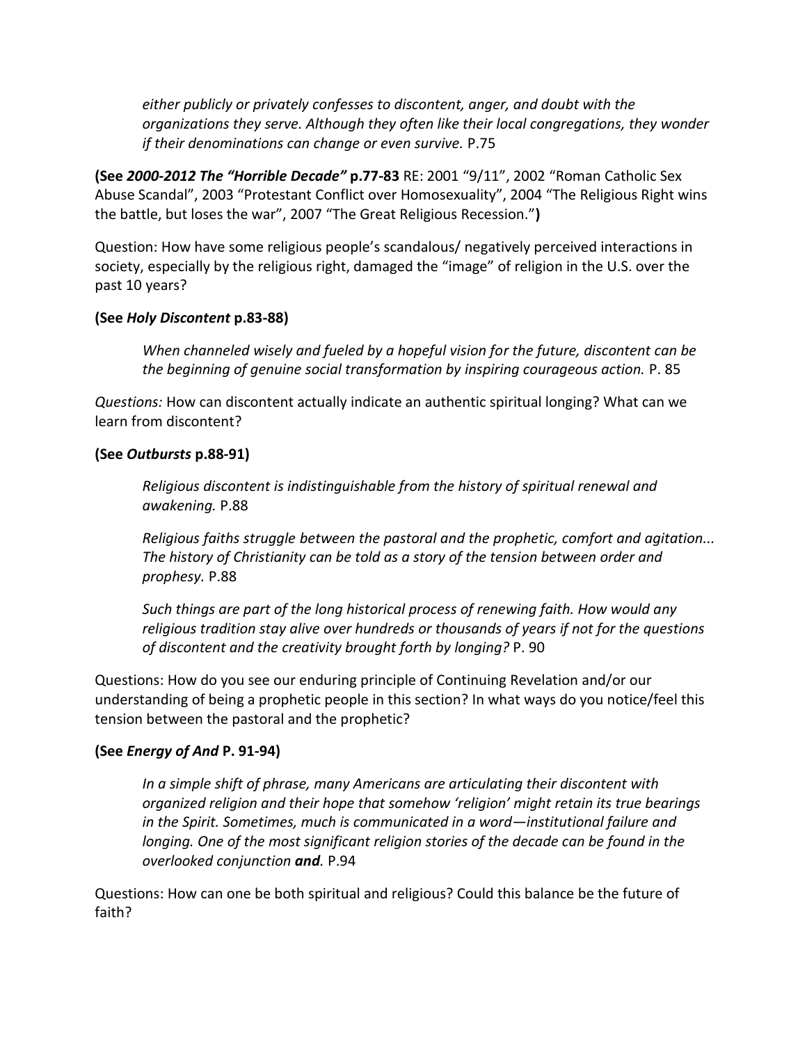> *either publicly or privately confesses to discontent, anger, and doubt with the organizations they serve. Although they often like their local congregations, they wonder if their denominations can change or even survive.* P.75

**(See *2000-2012 The "Horrible Decade"* p.77-83** RE: 2001 "9/11", 2002 "Roman Catholic Sex Abuse Scandal", 2003 "Protestant Conflict over Homosexuality", 2004 "The Religious Right wins the battle, but loses the war", 2007 "The Great Religious Recession."**)**

Question: How have some religious people's scandalous/ negatively perceived interactions in society, especially by the religious right, damaged the "image" of religion in the U.S. over the past 10 years?

**(See *Holy Discontent* p.83-88)**

> *When channeled wisely and fueled by a hopeful vision for the future, discontent can be the beginning of genuine social transformation by inspiring courageous action.* P. 85

*Questions:* How can discontent actually indicate an authentic spiritual longing? What can we learn from discontent?

**(See *Outbursts* p.88-91)**

> *Religious discontent is indistinguishable from the history of spiritual renewal and awakening.* P.88
>
> *Religious faiths struggle between the pastoral and the prophetic, comfort and agitation... The history of Christianity can be told as a story of the tension between order and prophesy.* P.88
>
> *Such things are part of the long historical process of renewing faith. How would any religious tradition stay alive over hundreds or thousands of years if not for the questions of discontent and the creativity brought forth by longing?* P. 90

Questions: How do you see our enduring principle of Continuing Revelation and/or our understanding of being a prophetic people in this section? In what ways do you notice/feel this tension between the pastoral and the prophetic?

**(See *Energy of And* P. 91-94)**

> *In a simple shift of phrase, many Americans are articulating their discontent with organized religion and their hope that somehow 'religion' might retain its true bearings in the Spirit. Sometimes, much is communicated in a word—institutional failure and longing. One of the most significant religion stories of the decade can be found in the overlooked conjunction **and**.* P.94

Questions: How can one be both spiritual and religious? Could this balance be the future of faith?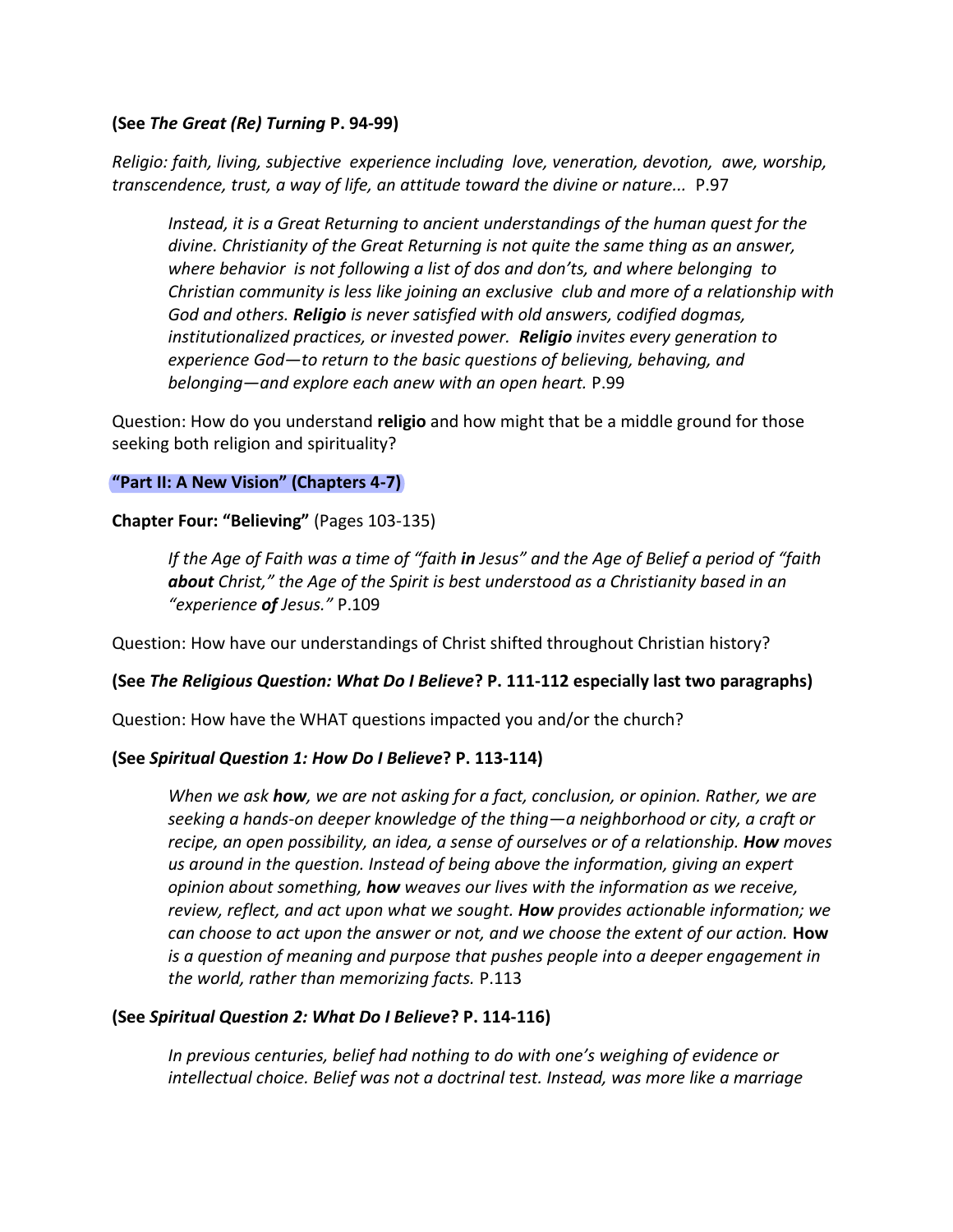**(See *The Great (Re) Turning* P. 94-99)**

*Religio: faith, living, subjective experience including love, veneration, devotion, awe, worship, transcendence, trust, a way of life, an attitude toward the divine or nature...* P.97

> *Instead, it is a Great Returning to ancient understandings of the human quest for the divine. Christianity of the Great Returning is not quite the same thing as an answer, where behavior is not following a list of dos and don'ts, and where belonging to Christian community is less like joining an exclusive club and more of a relationship with God and others.* ***Religio*** *is never satisfied with old answers, codified dogmas, institutionalized practices, or invested power.* ***Religio*** *invites every generation to experience God—to return to the basic questions of believing, behaving, and belonging—and explore each anew with an open heart.* P.99

Question: How do you understand **religio** and how might that be a middle ground for those seeking both religion and spirituality?

## "Part II: A New Vision" (Chapters 4-7)

**Chapter Four: "Believing"** (Pages 103-135)

> *If the Age of Faith was a time of "faith* ***in*** *Jesus" and the Age of Belief a period of "faith* ***about*** *Christ," the Age of the Spirit is best understood as a Christianity based in an "experience* ***of*** *Jesus."* P.109

Question: How have our understandings of Christ shifted throughout Christian history?

**(See *The Religious Question: What Do I Believe*? P. 111-112 especially last two paragraphs)**

Question: How have the WHAT questions impacted you and/or the church?

**(See *Spiritual Question 1: How Do I Believe*? P. 113-114)**

> *When we ask* ***how****, we are not asking for a fact, conclusion, or opinion. Rather, we are seeking a hands-on deeper knowledge of the thing—a neighborhood or city, a craft or recipe, an open possibility, an idea, a sense of ourselves or of a relationship.* ***How*** *moves us around in the question. Instead of being above the information, giving an expert opinion about something,* ***how*** *weaves our lives with the information as we receive, review, reflect, and act upon what we sought.* ***How*** *provides actionable information; we can choose to act upon the answer or not, and we choose the extent of our action.* **How** *is a question of meaning and purpose that pushes people into a deeper engagement in the world, rather than memorizing facts.* P.113

**(See *Spiritual Question 2: What Do I Believe*? P. 114-116)**

> *In previous centuries, belief had nothing to do with one's weighing of evidence or intellectual choice. Belief was not a doctrinal test. Instead, was more like a marriage*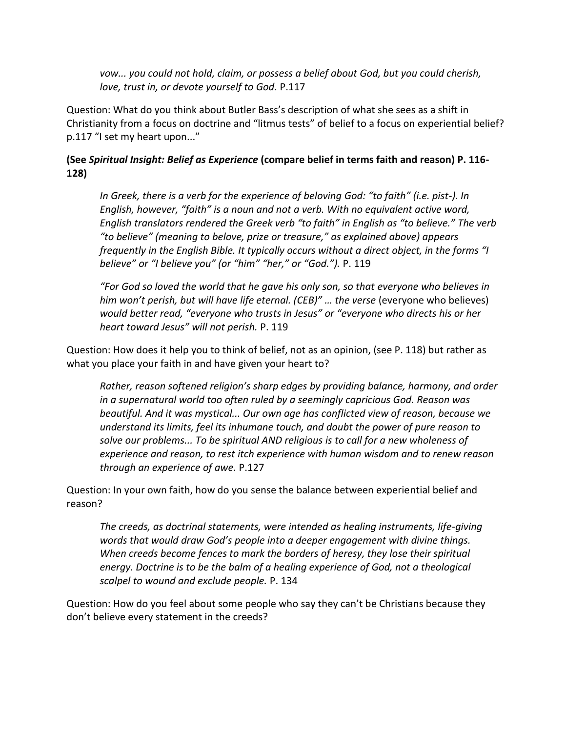*vow... you could not hold, claim, or possess a belief about God, but you could cherish, love, trust in, or devote yourself to God.* P.117

Question: What do you think about Butler Bass's description of what she sees as a shift in Christianity from a focus on doctrine and "litmus tests" of belief to a focus on experiential belief? p.117 "I set my heart upon..."

**(See *Spiritual Insight: Belief as Experience* (compare belief in terms faith and reason) P. 116-128)**

> *In Greek, there is a verb for the experience of beloving God: "to faith" (i.e. pist-). In English, however, "faith" is a noun and not a verb. With no equivalent active word, English translators rendered the Greek verb "to faith" in English as "to believe." The verb "to believe" (meaning to belove, prize or treasure," as explained above) appears frequently in the English Bible. It typically occurs without a direct object, in the forms "I believe" or "I believe you" (or "him" "her," or "God.").* P. 119

> *"For God so loved the world that he gave his only son, so that everyone who believes in him won't perish, but will have life eternal. (CEB)" … the verse* (everyone who believes) *would better read, "everyone who trusts in Jesus" or "everyone who directs his or her heart toward Jesus" will not perish.* P. 119

Question: How does it help you to think of belief, not as an opinion, (see P. 118) but rather as what you place your faith in and have given your heart to?

> *Rather, reason softened religion's sharp edges by providing balance, harmony, and order in a supernatural world too often ruled by a seemingly capricious God. Reason was beautiful. And it was mystical... Our own age has conflicted view of reason, because we understand its limits, feel its inhumane touch, and doubt the power of pure reason to solve our problems... To be spiritual AND religious is to call for a new wholeness of experience and reason, to rest itch experience with human wisdom and to renew reason through an experience of awe.* P.127

Question: In your own faith, how do you sense the balance between experiential belief and reason?

> *The creeds, as doctrinal statements, were intended as healing instruments, life-giving words that would draw God's people into a deeper engagement with divine things. When creeds become fences to mark the borders of heresy, they lose their spiritual energy. Doctrine is to be the balm of a healing experience of God, not a theological scalpel to wound and exclude people.* P. 134

Question: How do you feel about some people who say they can't be Christians because they don't believe every statement in the creeds?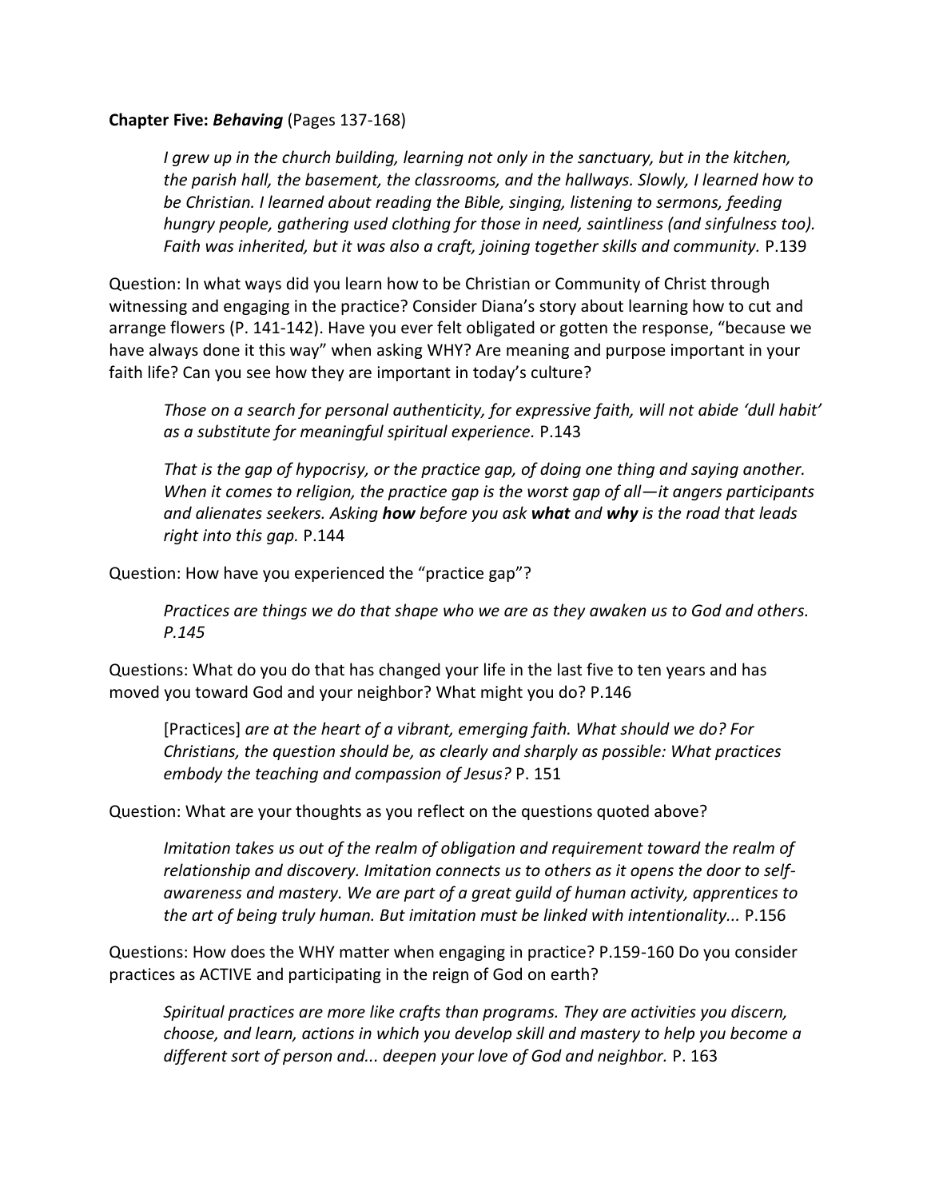**Chapter Five:** ***Behaving*** (Pages 137-168)

> *I grew up in the church building, learning not only in the sanctuary, but in the kitchen, the parish hall, the basement, the classrooms, and the hallways. Slowly, I learned how to be Christian. I learned about reading the Bible, singing, listening to sermons, feeding hungry people, gathering used clothing for those in need, saintliness (and sinfulness too). Faith was inherited, but it was also a craft, joining together skills and community.* P.139

Question: In what ways did you learn how to be Christian or Community of Christ through witnessing and engaging in the practice? Consider Diana's story about learning how to cut and arrange flowers (P. 141-142). Have you ever felt obligated or gotten the response, "because we have always done it this way" when asking WHY? Are meaning and purpose important in your faith life? Can you see how they are important in today's culture?

> *Those on a search for personal authenticity, for expressive faith, will not abide 'dull habit' as a substitute for meaningful spiritual experience.* P.143

> *That is the gap of hypocrisy, or the practice gap, of doing one thing and saying another. When it comes to religion, the practice gap is the worst gap of all—it angers participants and alienates seekers. Asking* ***how*** *before you ask* ***what*** *and* ***why*** *is the road that leads right into this gap.* P.144

Question: How have you experienced the "practice gap"?

> *Practices are things we do that shape who we are as they awaken us to God and others. P.145*

Questions: What do you do that has changed your life in the last five to ten years and has moved you toward God and your neighbor? What might you do? P.146

> [Practices] *are at the heart of a vibrant, emerging faith. What should we do? For Christians, the question should be, as clearly and sharply as possible: What practices embody the teaching and compassion of Jesus?* P. 151

Question: What are your thoughts as you reflect on the questions quoted above?

> *Imitation takes us out of the realm of obligation and requirement toward the realm of relationship and discovery. Imitation connects us to others as it opens the door to self-awareness and mastery. We are part of a great guild of human activity, apprentices to the art of being truly human. But imitation must be linked with intentionality...* P.156

Questions: How does the WHY matter when engaging in practice? P.159-160 Do you consider practices as ACTIVE and participating in the reign of God on earth?

> *Spiritual practices are more like crafts than programs. They are activities you discern, choose, and learn, actions in which you develop skill and mastery to help you become a different sort of person and... deepen your love of God and neighbor.* P. 163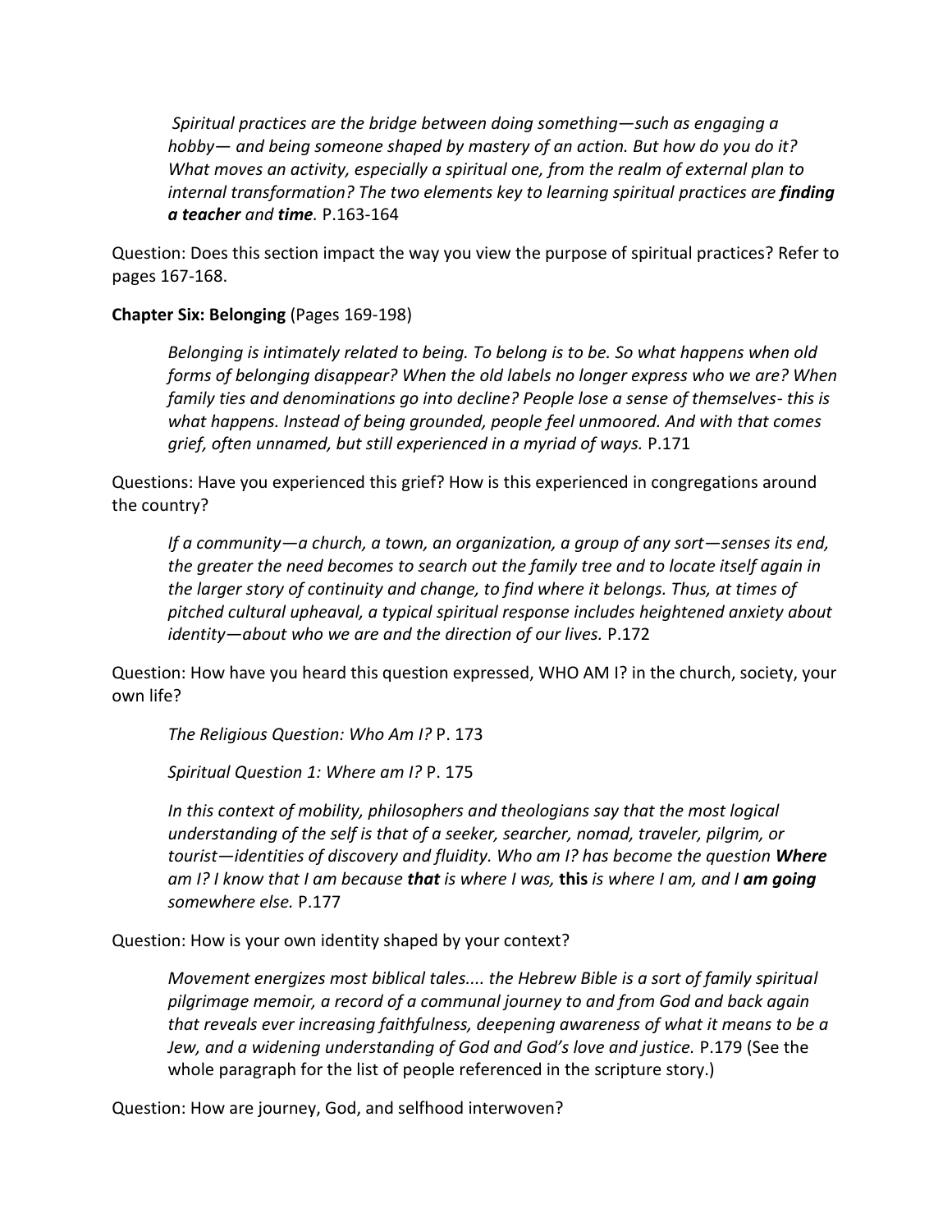> *Spiritual practices are the bridge between doing something—such as engaging a hobby— and being someone shaped by mastery of an action. But how do you do it? What moves an activity, especially a spiritual one, from the realm of external plan to internal transformation? The two elements key to learning spiritual practices are **finding a teacher** and **time**.* P.163-164

Question: Does this section impact the way you view the purpose of spiritual practices? Refer to pages 167-168.

**Chapter Six: Belonging** (Pages 169-198)

> *Belonging is intimately related to being. To belong is to be. So what happens when old forms of belonging disappear? When the old labels no longer express who we are? When family ties and denominations go into decline? People lose a sense of themselves- this is what happens. Instead of being grounded, people feel unmoored. And with that comes grief, often unnamed, but still experienced in a myriad of ways.* P.171

Questions: Have you experienced this grief? How is this experienced in congregations around the country?

> *If a community—a church, a town, an organization, a group of any sort—senses its end, the greater the need becomes to search out the family tree and to locate itself again in the larger story of continuity and change, to find where it belongs. Thus, at times of pitched cultural upheaval, a typical spiritual response includes heightened anxiety about identity—about who we are and the direction of our lives.* P.172

Question: How have you heard this question expressed, WHO AM I? in the church, society, your own life?

> *The Religious Question: Who Am I?* P. 173
>
> *Spiritual Question 1: Where am I?* P. 175
>
> *In this context of mobility, philosophers and theologians say that the most logical understanding of the self is that of a seeker, searcher, nomad, traveler, pilgrim, or tourist—identities of discovery and fluidity. Who am I? has become the question **Where am I?** I know that I am because **that** is where I was,* **this** *is where I am, and I **am going** somewhere else.* P.177

Question: How is your own identity shaped by your context?

> *Movement energizes most biblical tales.... the Hebrew Bible is a sort of family spiritual pilgrimage memoir, a record of a communal journey to and from God and back again that reveals ever increasing faithfulness, deepening awareness of what it means to be a Jew, and a widening understanding of God and God's love and justice.* P.179 (See the whole paragraph for the list of people referenced in the scripture story.)

Question: How are journey, God, and selfhood interwoven?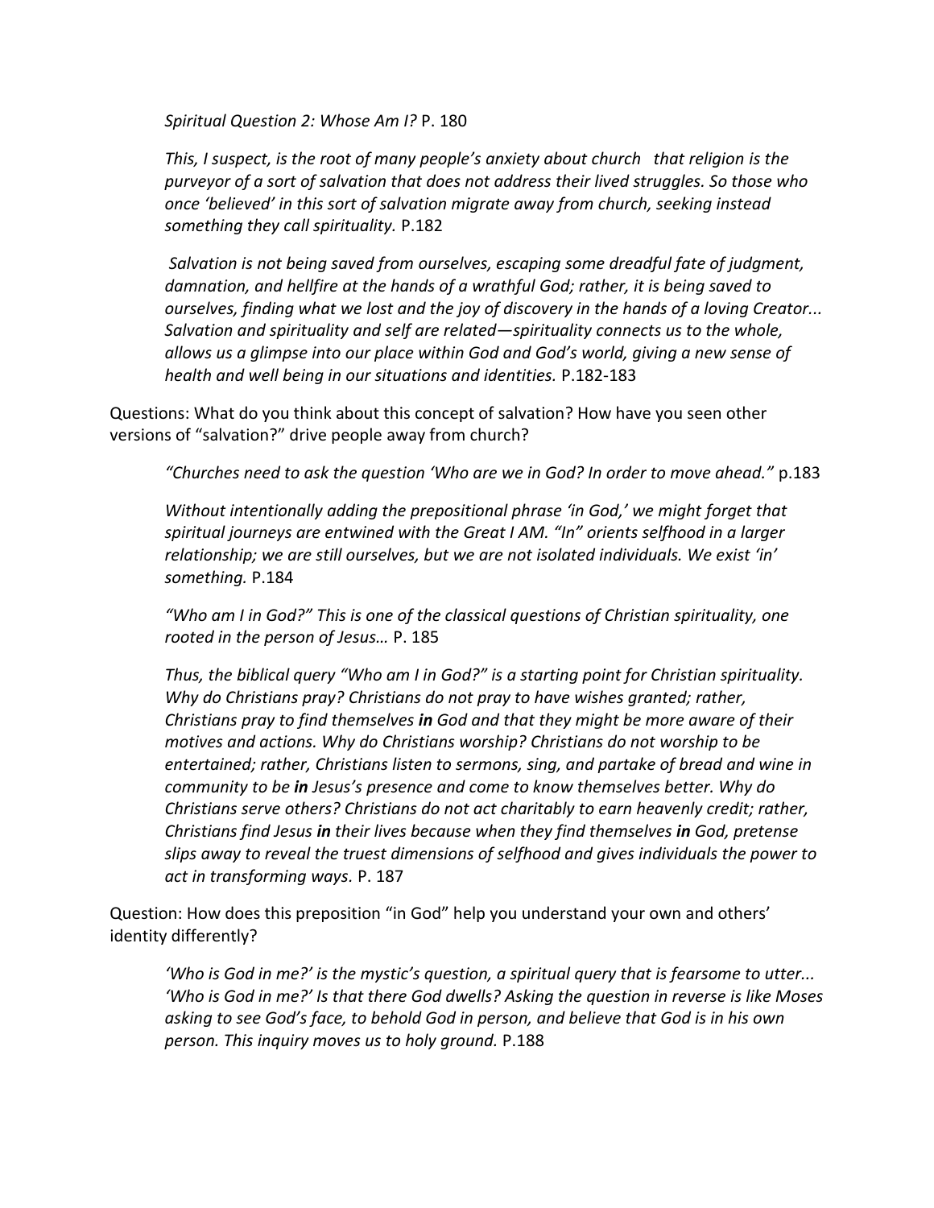*Spiritual Question 2: Whose Am I?* P. 180

*This, I suspect, is the root of many people's anxiety about church   that religion is the purveyor of a sort of salvation that does not address their lived struggles. So those who once 'believed' in this sort of salvation migrate away from church, seeking instead something they call spirituality.* P.182

*Salvation is not being saved from ourselves, escaping some dreadful fate of judgment, damnation, and hellfire at the hands of a wrathful God; rather, it is being saved to ourselves, finding what we lost and the joy of discovery in the hands of a loving Creator... Salvation and spirituality and self are related—spirituality connects us to the whole, allows us a glimpse into our place within God and God's world, giving a new sense of health and well being in our situations and identities.* P.182-183

Questions: What do you think about this concept of salvation? How have you seen other versions of "salvation?" drive people away from church?

*"Churches need to ask the question 'Who are we in God? In order to move ahead."* p.183

*Without intentionally adding the prepositional phrase 'in God,' we might forget that spiritual journeys are entwined with the Great I AM. "In" orients selfhood in a larger relationship; we are still ourselves, but we are not isolated individuals. We exist 'in' something.* P.184

*"Who am I in God?" This is one of the classical questions of Christian spirituality, one rooted in the person of Jesus…* P. 185

*Thus, the biblical query "Who am I in God?" is a starting point for Christian spirituality. Why do Christians pray? Christians do not pray to have wishes granted; rather, Christians pray to find themselves **in** God and that they might be more aware of their motives and actions. Why do Christians worship? Christians do not worship to be entertained; rather, Christians listen to sermons, sing, and partake of bread and wine in community to be **in** Jesus's presence and come to know themselves better. Why do Christians serve others? Christians do not act charitably to earn heavenly credit; rather, Christians find Jesus **in** their lives because when they find themselves **in** God, pretense slips away to reveal the truest dimensions of selfhood and gives individuals the power to act in transforming ways.* P. 187

Question: How does this preposition "in God" help you understand your own and others' identity differently?

*'Who is God in me?' is the mystic's question, a spiritual query that is fearsome to utter... 'Who is God in me?' Is that there God dwells? Asking the question in reverse is like Moses asking to see God's face, to behold God in person, and believe that God is in his own person. This inquiry moves us to holy ground.* P.188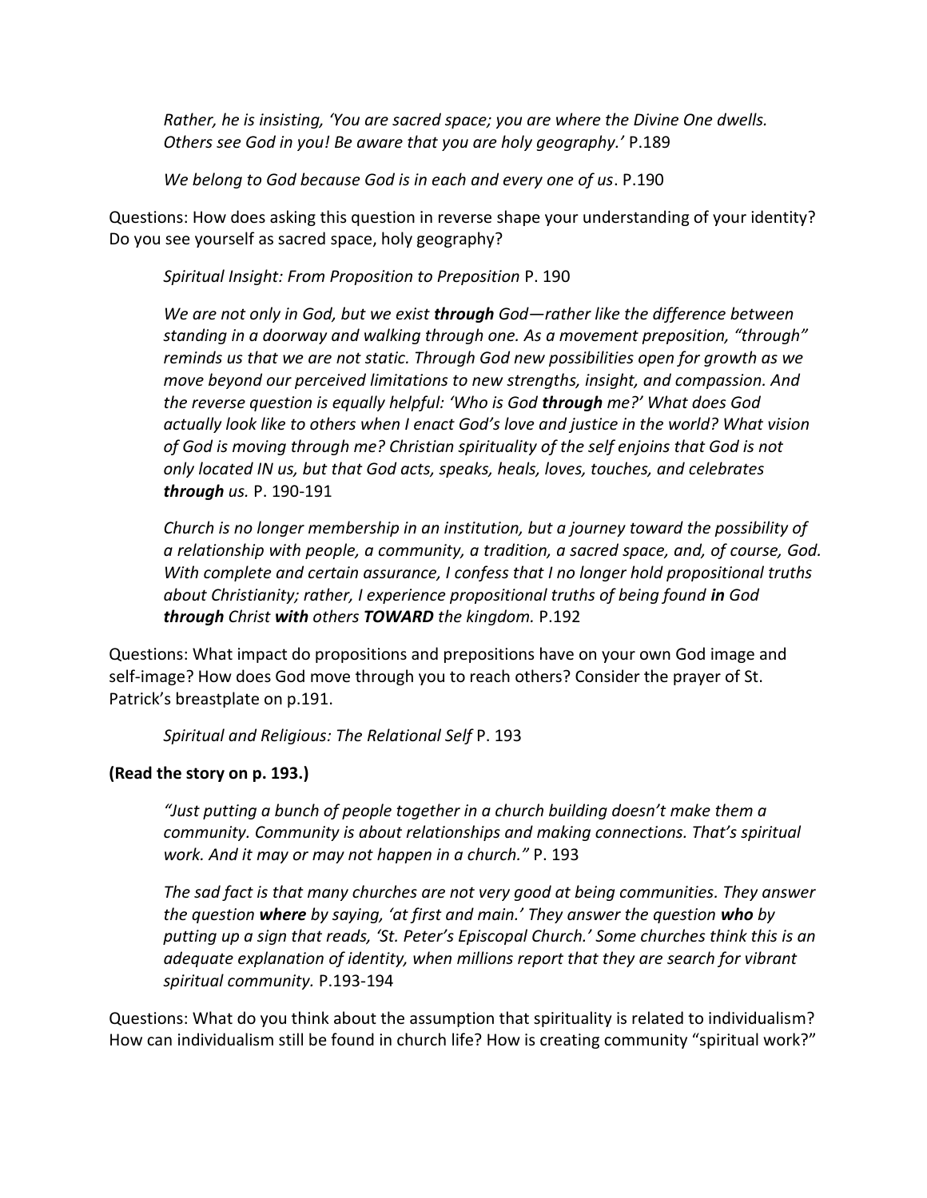*Rather, he is insisting, 'You are sacred space; you are where the Divine One dwells. Others see God in you! Be aware that you are holy geography.'* P.189

*We belong to God because God is in each and every one of us*. P.190

Questions: How does asking this question in reverse shape your understanding of your identity? Do you see yourself as sacred space, holy geography?

*Spiritual Insight: From Proposition to Preposition* P. 190

*We are not only in God, but we exist **through** God—rather like the difference between standing in a doorway and walking through one. As a movement preposition, "through" reminds us that we are not static. Through God new possibilities open for growth as we move beyond our perceived limitations to new strengths, insight, and compassion. And the reverse question is equally helpful: 'Who is God **through** me?' What does God actually look like to others when I enact God's love and justice in the world? What vision of God is moving through me? Christian spirituality of the self enjoins that God is not only located IN us, but that God acts, speaks, heals, loves, touches, and celebrates **through** us.* P. 190-191

*Church is no longer membership in an institution, but a journey toward the possibility of a relationship with people, a community, a tradition, a sacred space, and, of course, God. With complete and certain assurance, I confess that I no longer hold propositional truths about Christianity; rather, I experience propositional truths of being found **in** God **through** Christ **with** others **TOWARD** the kingdom.* P.192

Questions: What impact do propositions and prepositions have on your own God image and self-image? How does God move through you to reach others? Consider the prayer of St. Patrick's breastplate on p.191.

*Spiritual and Religious: The Relational Self* P. 193

**(Read the story on p. 193.)**

*"Just putting a bunch of people together in a church building doesn't make them a community. Community is about relationships and making connections. That's spiritual work. And it may or may not happen in a church."* P. 193

*The sad fact is that many churches are not very good at being communities. They answer the question **where** by saying, 'at first and main.' They answer the question **who** by putting up a sign that reads, 'St. Peter's Episcopal Church.' Some churches think this is an adequate explanation of identity, when millions report that they are search for vibrant spiritual community.* P.193-194

Questions: What do you think about the assumption that spirituality is related to individualism? How can individualism still be found in church life? How is creating community "spiritual work?"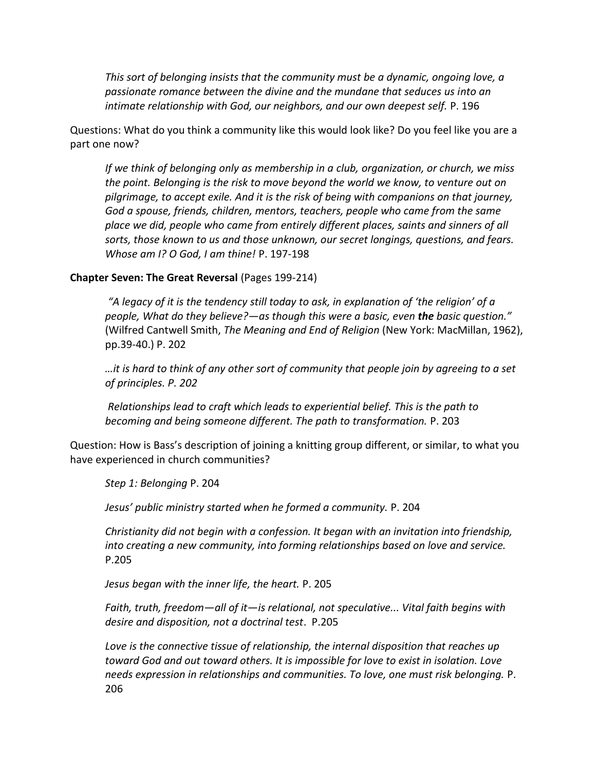*This sort of belonging insists that the community must be a dynamic, ongoing love, a passionate romance between the divine and the mundane that seduces us into an intimate relationship with God, our neighbors, and our own deepest self.* P. 196

Questions: What do you think a community like this would look like? Do you feel like you are a part one now?

*If we think of belonging only as membership in a club, organization, or church, we miss the point. Belonging is the risk to move beyond the world we know, to venture out on pilgrimage, to accept exile. And it is the risk of being with companions on that journey, God a spouse, friends, children, mentors, teachers, people who came from the same place we did, people who came from entirely different places, saints and sinners of all sorts, those known to us and those unknown, our secret longings, questions, and fears. Whose am I? O God, I am thine!* P. 197-198

**Chapter Seven: The Great Reversal** (Pages 199-214)

*"A legacy of it is the tendency still today to ask, in explanation of 'the religion' of a people, What do they believe?—as though this were a basic, even **the** basic question."* (Wilfred Cantwell Smith, *The Meaning and End of Religion* (New York: MacMillan, 1962), pp.39-40.) P. 202

*…it is hard to think of any other sort of community that people join by agreeing to a set of principles. P. 202*

*Relationships lead to craft which leads to experiential belief. This is the path to becoming and being someone different. The path to transformation.* P. 203

Question: How is Bass's description of joining a knitting group different, or similar, to what you have experienced in church communities?

*Step 1: Belonging* P. 204

*Jesus' public ministry started when he formed a community.* P. 204

*Christianity did not begin with a confession. It began with an invitation into friendship, into creating a new community, into forming relationships based on love and service.* P.205

*Jesus began with the inner life, the heart.* P. 205

*Faith, truth, freedom—all of it—is relational, not speculative... Vital faith begins with desire and disposition, not a doctrinal test*. P.205

*Love is the connective tissue of relationship, the internal disposition that reaches up toward God and out toward others. It is impossible for love to exist in isolation. Love needs expression in relationships and communities. To love, one must risk belonging.* P. 206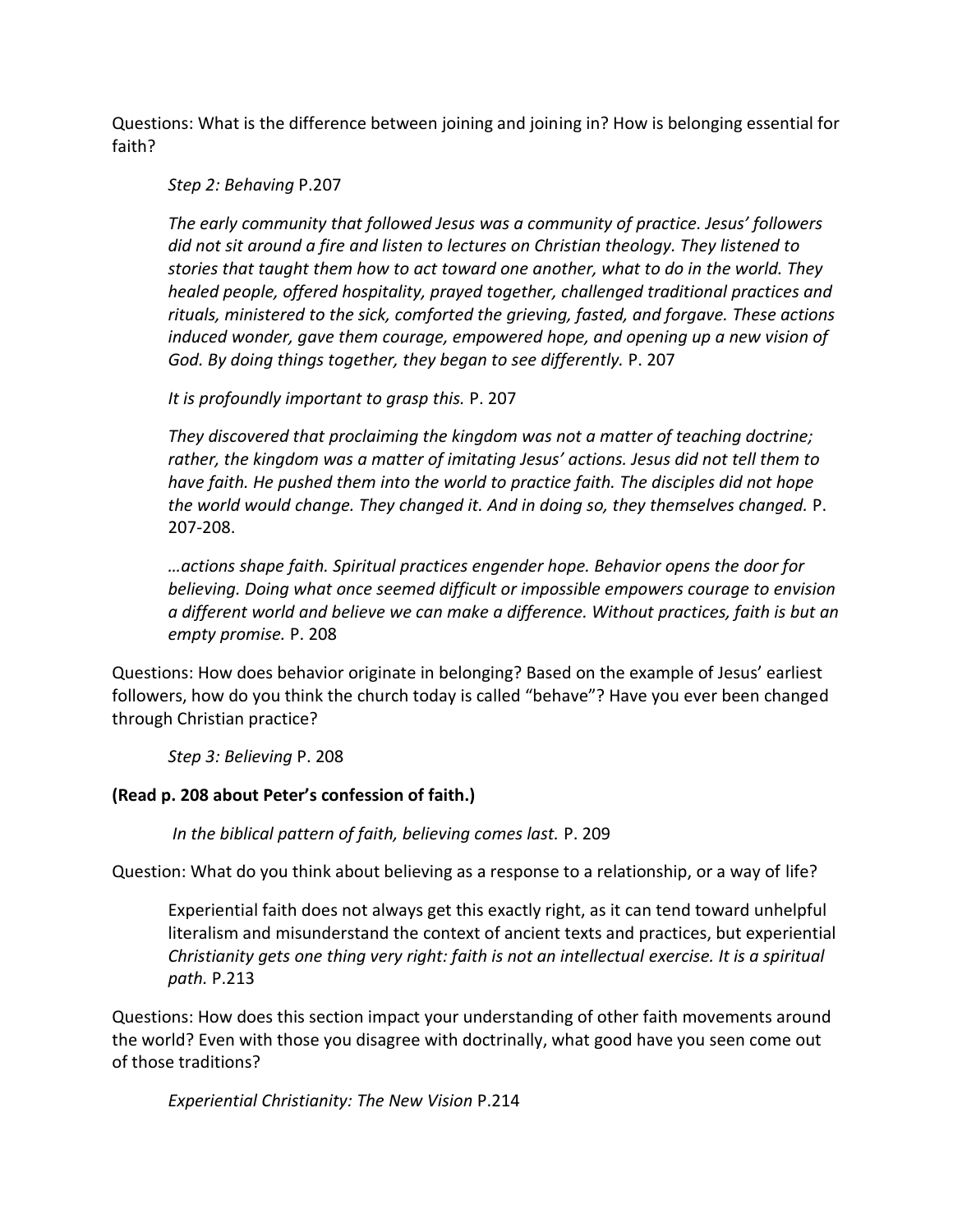Questions: What is the difference between joining and joining in? How is belonging essential for faith?

> *Step 2: Behaving* P.207
>
> *The early community that followed Jesus was a community of practice. Jesus' followers did not sit around a fire and listen to lectures on Christian theology. They listened to stories that taught them how to act toward one another, what to do in the world. They healed people, offered hospitality, prayed together, challenged traditional practices and rituals, ministered to the sick, comforted the grieving, fasted, and forgave. These actions induced wonder, gave them courage, empowered hope, and opening up a new vision of God. By doing things together, they began to see differently.* P. 207
>
> *It is profoundly important to grasp this.* P. 207
>
> *They discovered that proclaiming the kingdom was not a matter of teaching doctrine; rather, the kingdom was a matter of imitating Jesus' actions. Jesus did not tell them to have faith. He pushed them into the world to practice faith. The disciples did not hope the world would change. They changed it. And in doing so, they themselves changed.* P. 207-208.
>
> *…actions shape faith. Spiritual practices engender hope. Behavior opens the door for believing. Doing what once seemed difficult or impossible empowers courage to envision a different world and believe we can make a difference. Without practices, faith is but an empty promise.* P. 208

Questions: How does behavior originate in belonging? Based on the example of Jesus' earliest followers, how do you think the church today is called "behave"? Have you ever been changed through Christian practice?

> *Step 3: Believing* P. 208

**(Read p. 208 about Peter's confession of faith.)**

> *In the biblical pattern of faith, believing comes last.* P. 209

Question: What do you think about believing as a response to a relationship, or a way of life?

> Experiential faith does not always get this exactly right, as it can tend toward unhelpful literalism and misunderstand the context of ancient texts and practices, but experiential *Christianity gets one thing very right: faith is not an intellectual exercise. It is a spiritual path.* P.213

Questions: How does this section impact your understanding of other faith movements around the world? Even with those you disagree with doctrinally, what good have you seen come out of those traditions?

> *Experiential Christianity: The New Vision* P.214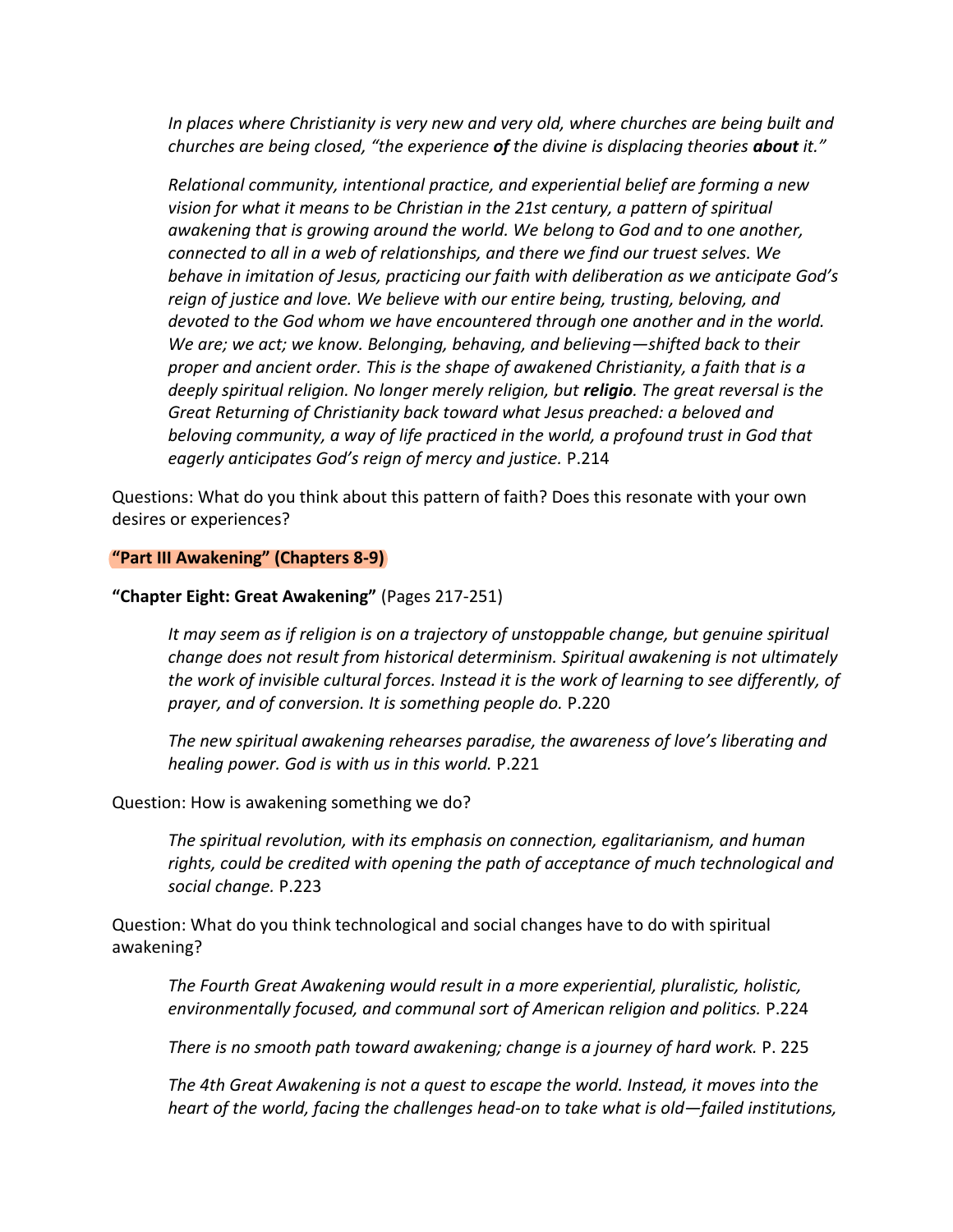> *In places where Christianity is very new and very old, where churches are being built and churches are being closed, "the experience **of** the divine is displacing theories **about** it."*

> *Relational community, intentional practice, and experiential belief are forming a new vision for what it means to be Christian in the 21st century, a pattern of spiritual awakening that is growing around the world. We belong to God and to one another, connected to all in a web of relationships, and there we find our truest selves. We behave in imitation of Jesus, practicing our faith with deliberation as we anticipate God's reign of justice and love. We believe with our entire being, trusting, beloving, and devoted to the God whom we have encountered through one another and in the world. We are; we act; we know. Belonging, behaving, and believing—shifted back to their proper and ancient order. This is the shape of awakened Christianity, a faith that is a deeply spiritual religion. No longer merely religion, but **religio**. The great reversal is the Great Returning of Christianity back toward what Jesus preached: a beloved and beloving community, a way of life practiced in the world, a profound trust in God that eagerly anticipates God's reign of mercy and justice.* P.214

Questions: What do you think about this pattern of faith? Does this resonate with your own desires or experiences?

## "Part III Awakening" (Chapters 8-9)

### "Chapter Eight: Great Awakening" (Pages 217-251)

> *It may seem as if religion is on a trajectory of unstoppable change, but genuine spiritual change does not result from historical determinism. Spiritual awakening is not ultimately the work of invisible cultural forces. Instead it is the work of learning to see differently, of prayer, and of conversion. It is something people do.* P.220

> *The new spiritual awakening rehearses paradise, the awareness of love's liberating and healing power. God is with us in this world.* P.221

Question: How is awakening something we do?

> *The spiritual revolution, with its emphasis on connection, egalitarianism, and human rights, could be credited with opening the path of acceptance of much technological and social change.* P.223

Question: What do you think technological and social changes have to do with spiritual awakening?

> *The Fourth Great Awakening would result in a more experiential, pluralistic, holistic, environmentally focused, and communal sort of American religion and politics.* P.224

> *There is no smooth path toward awakening; change is a journey of hard work.* P. 225

> *The 4th Great Awakening is not a quest to escape the world. Instead, it moves into the heart of the world, facing the challenges head-on to take what is old—failed institutions,*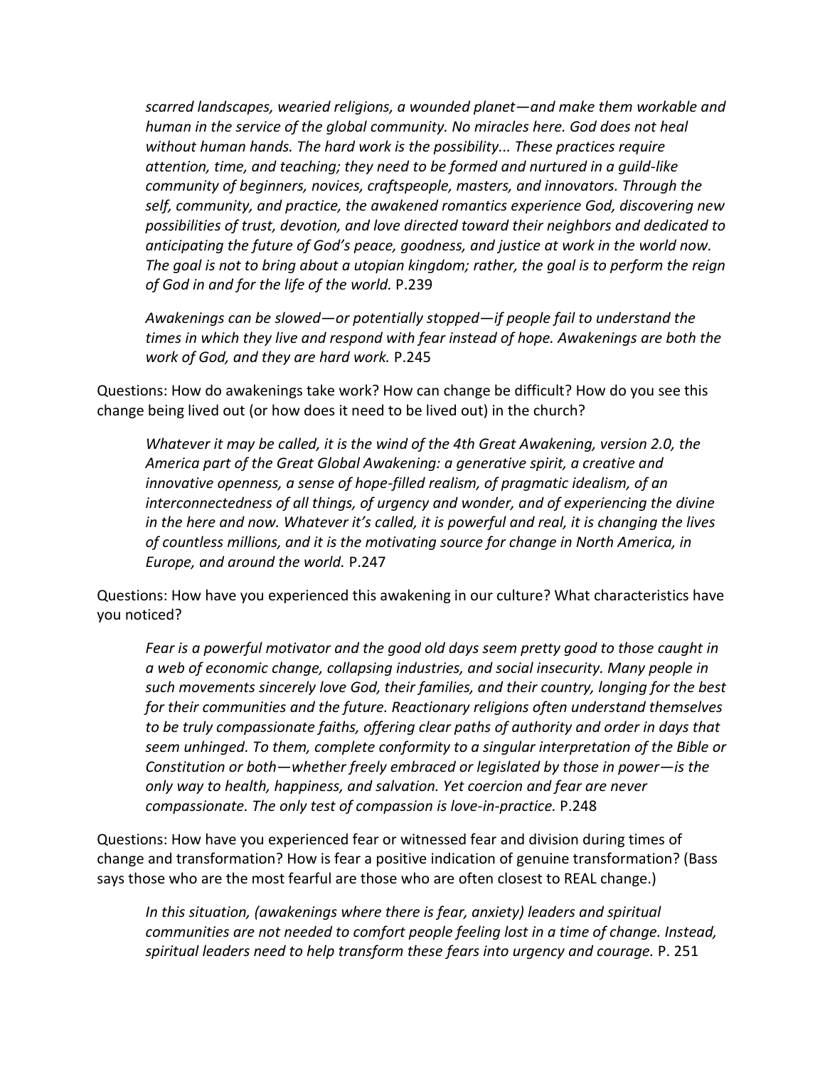> *scarred landscapes, wearied religions, a wounded planet—and make them workable and human in the service of the global community. No miracles here. God does not heal without human hands. The hard work is the possibility... These practices require attention, time, and teaching; they need to be formed and nurtured in a guild-like community of beginners, novices, craftspeople, masters, and innovators. Through the self, community, and practice, the awakened romantics experience God, discovering new possibilities of trust, devotion, and love directed toward their neighbors and dedicated to anticipating the future of God's peace, goodness, and justice at work in the world now. The goal is not to bring about a utopian kingdom; rather, the goal is to perform the reign of God in and for the life of the world.* P.239

> *Awakenings can be slowed—or potentially stopped—if people fail to understand the times in which they live and respond with fear instead of hope. Awakenings are both the work of God, and they are hard work.* P.245

Questions: How do awakenings take work? How can change be difficult? How do you see this change being lived out (or how does it need to be lived out) in the church?

> *Whatever it may be called, it is the wind of the 4th Great Awakening, version 2.0, the America part of the Great Global Awakening: a generative spirit, a creative and innovative openness, a sense of hope-filled realism, of pragmatic idealism, of an interconnectedness of all things, of urgency and wonder, and of experiencing the divine in the here and now. Whatever it's called, it is powerful and real, it is changing the lives of countless millions, and it is the motivating source for change in North America, in Europe, and around the world.* P.247

Questions: How have you experienced this awakening in our culture? What characteristics have you noticed?

> *Fear is a powerful motivator and the good old days seem pretty good to those caught in a web of economic change, collapsing industries, and social insecurity. Many people in such movements sincerely love God, their families, and their country, longing for the best for their communities and the future. Reactionary religions often understand themselves to be truly compassionate faiths, offering clear paths of authority and order in days that seem unhinged. To them, complete conformity to a singular interpretation of the Bible or Constitution or both—whether freely embraced or legislated by those in power—is the only way to health, happiness, and salvation. Yet coercion and fear are never compassionate. The only test of compassion is love-in-practice.* P.248

Questions: How have you experienced fear or witnessed fear and division during times of change and transformation? How is fear a positive indication of genuine transformation? (Bass says those who are the most fearful are those who are often closest to REAL change.)

> *In this situation, (awakenings where there is fear, anxiety) leaders and spiritual communities are not needed to comfort people feeling lost in a time of change. Instead, spiritual leaders need to help transform these fears into urgency and courage.* P. 251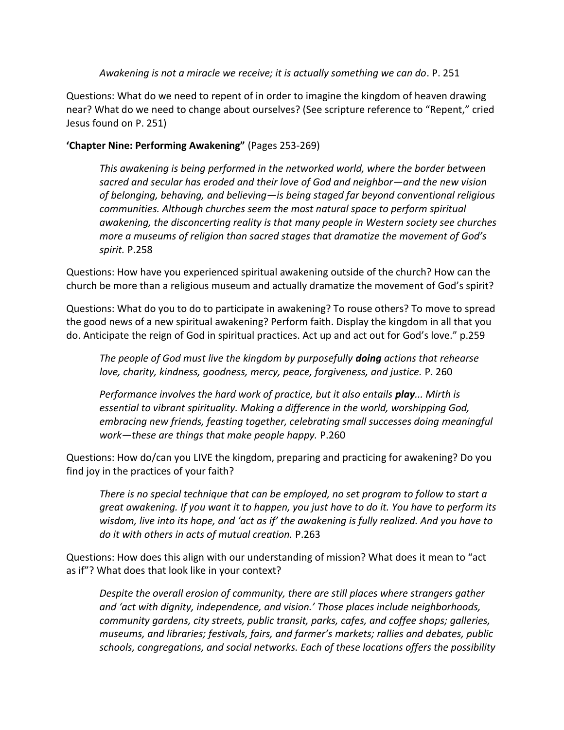*Awakening is not a miracle we receive; it is actually something we can do*. P. 251

Questions: What do we need to repent of in order to imagine the kingdom of heaven drawing near? What do we need to change about ourselves? (See scripture reference to "Repent," cried Jesus found on P. 251)

**'Chapter Nine: Performing Awakening"** (Pages 253-269)

> *This awakening is being performed in the networked world, where the border between sacred and secular has eroded and their love of God and neighbor—and the new vision of belonging, behaving, and believing—is being staged far beyond conventional religious communities. Although churches seem the most natural space to perform spiritual awakening, the disconcerting reality is that many people in Western society see churches more a museums of religion than sacred stages that dramatize the movement of God's spirit.* P.258

Questions: How have you experienced spiritual awakening outside of the church? How can the church be more than a religious museum and actually dramatize the movement of God's spirit?

Questions: What do you to do to participate in awakening? To rouse others? To move to spread the good news of a new spiritual awakening? Perform faith. Display the kingdom in all that you do. Anticipate the reign of God in spiritual practices. Act up and act out for God's love." p.259

> *The people of God must live the kingdom by purposefully **doing** actions that rehearse love, charity, kindness, goodness, mercy, peace, forgiveness, and justice.* P. 260

> *Performance involves the hard work of practice, but it also entails **play**... Mirth is essential to vibrant spirituality. Making a difference in the world, worshipping God, embracing new friends, feasting together, celebrating small successes doing meaningful work—these are things that make people happy.* P.260

Questions: How do/can you LIVE the kingdom, preparing and practicing for awakening? Do you find joy in the practices of your faith?

> *There is no special technique that can be employed, no set program to follow to start a great awakening. If you want it to happen, you just have to do it. You have to perform its wisdom, live into its hope, and 'act as if' the awakening is fully realized. And you have to do it with others in acts of mutual creation.* P.263

Questions: How does this align with our understanding of mission? What does it mean to "act as if"? What does that look like in your context?

> *Despite the overall erosion of community, there are still places where strangers gather and 'act with dignity, independence, and vision.' Those places include neighborhoods, community gardens, city streets, public transit, parks, cafes, and coffee shops; galleries, museums, and libraries; festivals, fairs, and farmer's markets; rallies and debates, public schools, congregations, and social networks. Each of these locations offers the possibility*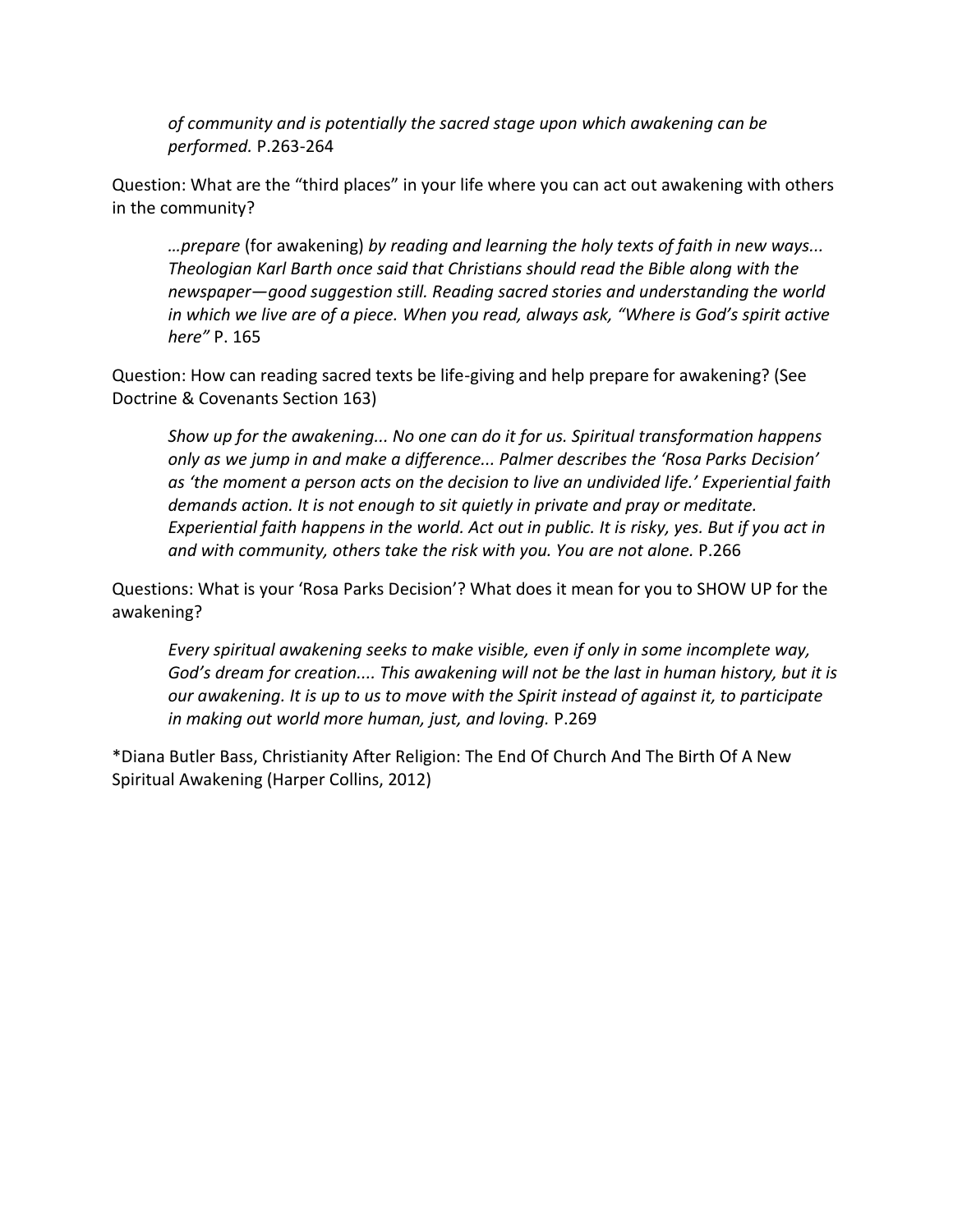*of community and is potentially the sacred stage upon which awakening can be performed.* P.263-264

Question: What are the "third places" in your life where you can act out awakening with others in the community?

> *…prepare* (for awakening) *by reading and learning the holy texts of faith in new ways... Theologian Karl Barth once said that Christians should read the Bible along with the newspaper—good suggestion still. Reading sacred stories and understanding the world in which we live are of a piece. When you read, always ask, "Where is God's spirit active here"* P. 165

Question: How can reading sacred texts be life-giving and help prepare for awakening? (See Doctrine & Covenants Section 163)

> *Show up for the awakening... No one can do it for us. Spiritual transformation happens only as we jump in and make a difference... Palmer describes the 'Rosa Parks Decision' as 'the moment a person acts on the decision to live an undivided life.' Experiential faith demands action. It is not enough to sit quietly in private and pray or meditate. Experiential faith happens in the world. Act out in public. It is risky, yes. But if you act in and with community, others take the risk with you. You are not alone.* P.266

Questions: What is your 'Rosa Parks Decision'? What does it mean for you to SHOW UP for the awakening?

> *Every spiritual awakening seeks to make visible, even if only in some incomplete way, God's dream for creation.... This awakening will not be the last in human history, but it is our awakening. It is up to us to move with the Spirit instead of against it, to participate in making out world more human, just, and loving.* P.269

*Diana Butler Bass, Christianity After Religion: The End Of Church And The Birth Of A New Spiritual Awakening (Harper Collins, 2012)